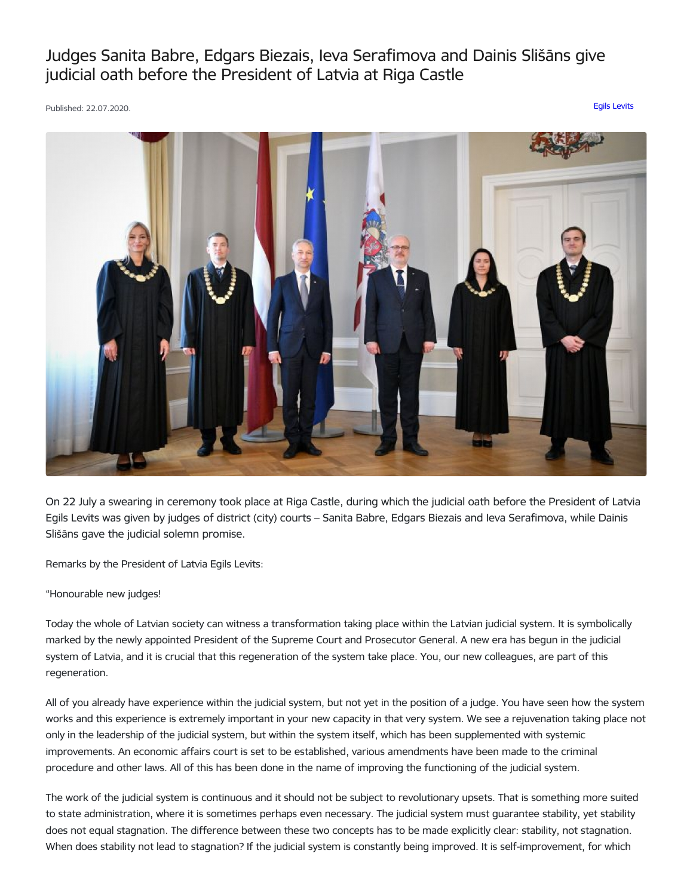# Judges Sanita Babre, Edgars Biezais, Ieva Serafimova and Dainis Slišāns give judicial oath before the President of Latvia at Riga Castle

Published: 22.07.2020.

Egils Levits

On 22 July a swearing in ceremony took place at Riga Castle, during which the judicial oath before the President of Latvia Egils Levits was given by judges of district (city) courts – Sanita Babre, Edgars Biezais and Ieva Serafimova, while Dainis Slišāns gave the judicial solemn promise.

Remarks by the President of Latvia Egils Levits:

"Honourable new judges!

Today the whole of Latvian society can witness a transformation taking place within the Latvian judicial system. It is symbolically marked by the newly appointed President of the Supreme Court and Prosecutor General. A new era has begun in the judicial system of Latvia, and it is crucial that this regeneration of the system take place. You, our new colleagues, are part of this regeneration.

All of you already have experience within the judicial system, but not yet in the position of a judge. You have seen how the system works and this experience is extremely important in your new capacity in that very system. We see a rejuvenation taking place not only in the leadership of the judicial system, but within the system itself, which has been supplemented with systemic improvements. An economic affairs court is set to be established, various amendments have been made to the criminal procedure and other laws. All of this has been done in the name of improving the functioning of the judicial system.

The work of the judicial system is continuous and it should not be subject to revolutionary upsets. That is something more suited to state administration, where it is sometimes perhaps even necessary. The judicial system must guarantee stability, yet stability does not equal stagnation. The difference between these two concepts has to be made explicitly clear: stability, not stagnation. When does stability not lead to stagnation? If the judicial system is constantly being improved. It is self-improvement, for which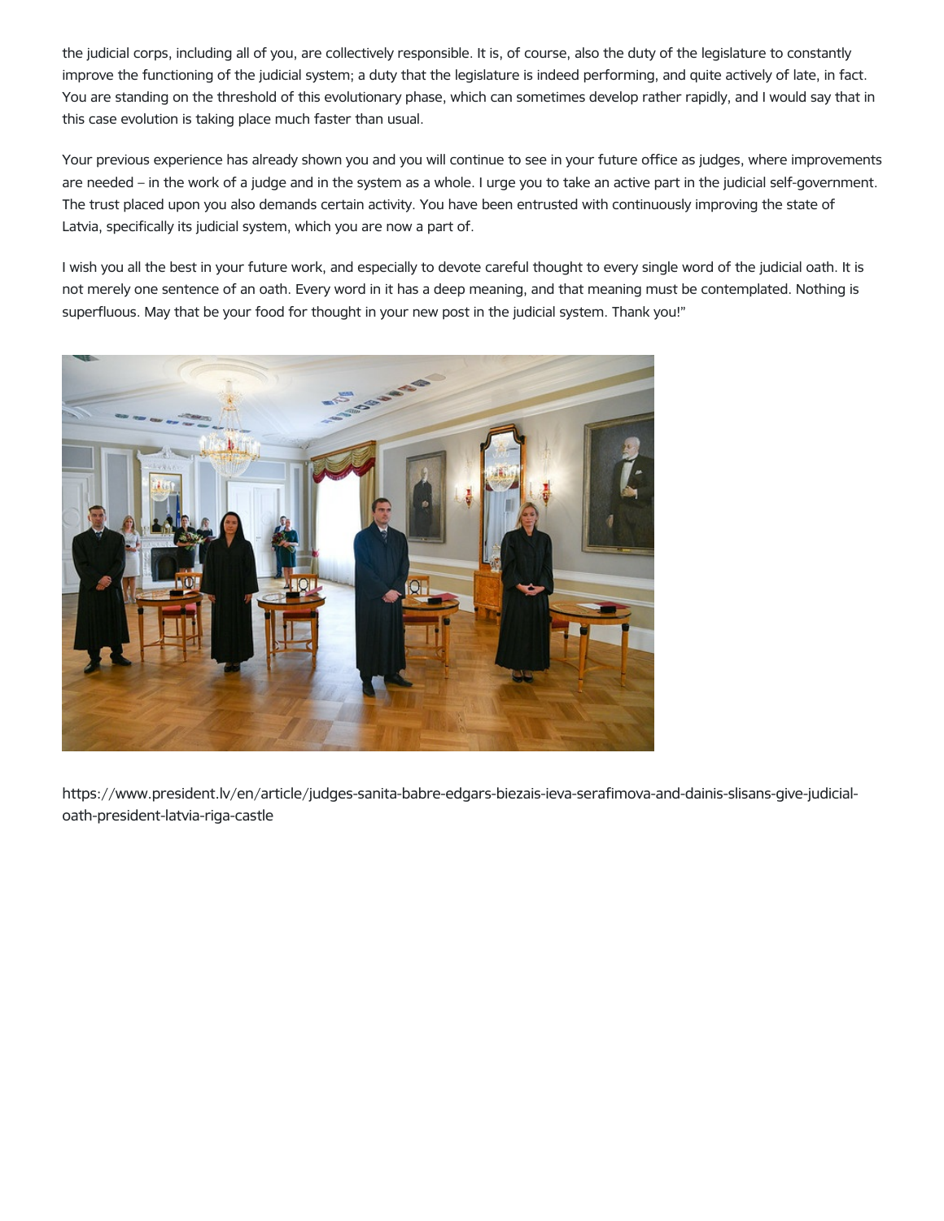the judicial corps, including all of you, are collectively responsible. It is, of course, also the duty of the legislature to constantly improve the functioning of the judicial system; a duty that the legislature is indeed performing, and quite actively of late, in fact. You are standing on the threshold of this evolutionary phase, which can sometimes develop rather rapidly, and I would say that in this case evolution is taking place much faster than usual.

Your previous experience has already shown you and you will continue to see in your future office as judges, where improvements are needed – in the work of a judge and in the system as a whole. I urge you to take an active part in the judicial self-government. The trust placed upon you also demands certain activity. You have been entrusted with continuously improving the state of Latvia, specifically its judicial system, which you are now a part of.

I wish you all the best in your future work, and especially to devote careful thought to every single word of the judicial oath. It is not merely one sentence of an oath. Every word in it has a deep meaning, and that meaning must be contemplated. Nothing is superfluous. May that be your food for thought in your new post in the judicial system. Thank you!"

https://www.president.lv/en/article/judges-sanita-babre-edgars-biezais-ieva-serafimova-and-dainis-slisans-give-judicial-oath-president-latvia-riga-castle